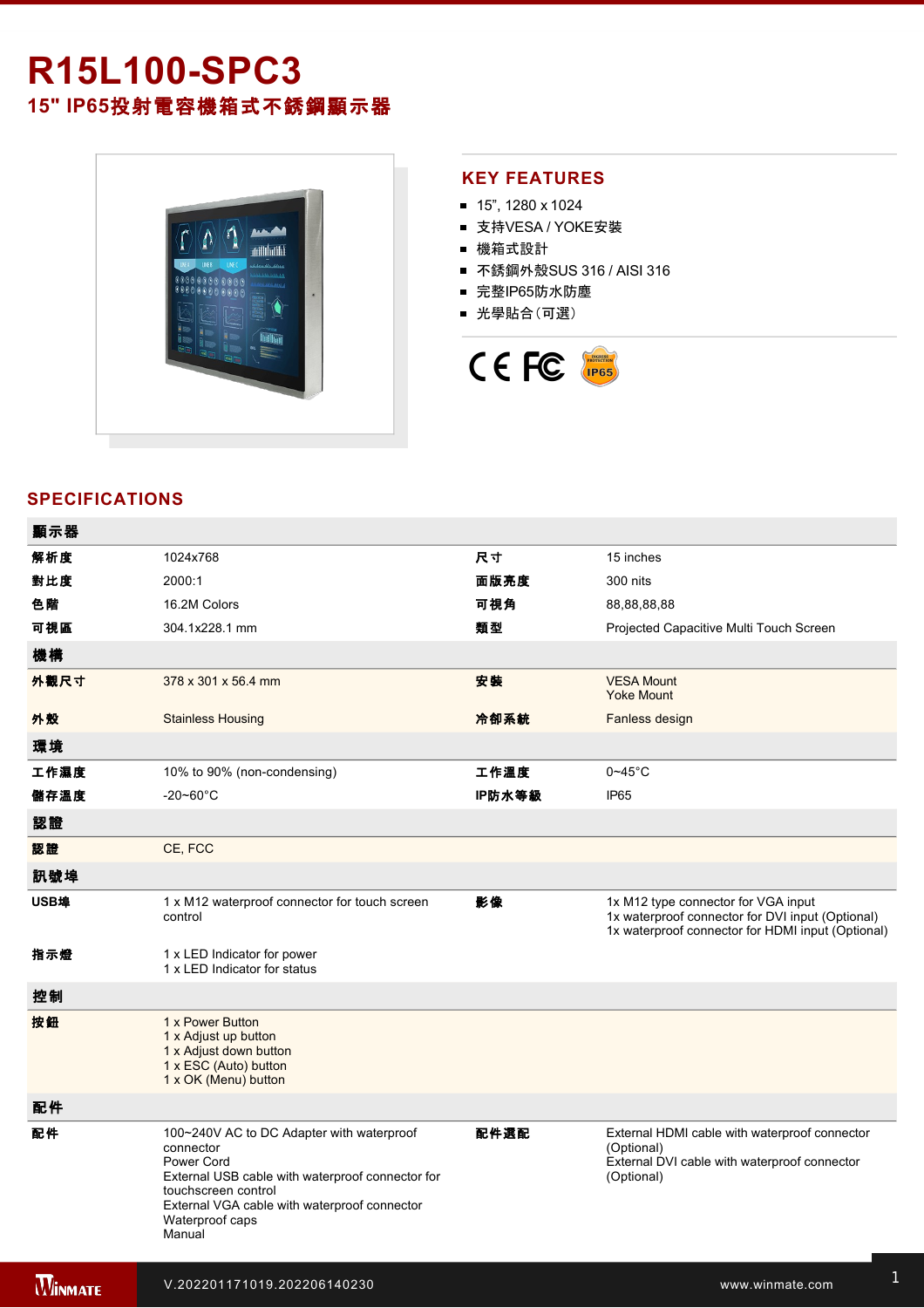# R15L100-SPC3

## 15" IP65投射電容機箱式不銹鋼顯示器

## KEY FEATURES

- 15", 1280 x 1024
- 支持VESA / YOKE安裝
- 機箱式設計
- 不銹鋼外殼SUS 316 / AISI 316
- 完整IP65防水防塵
- 光學貼合(可選)

## SPECIFICATIONS

| 顯示器 | | | |
|---|---|---|---|
| 解析度 | 1024x768 | 尺寸 | 15 inches |
| 對比度 | 2000:1 | 面版亮度 | 300 nits |
| 色階 | 16.2M Colors | 可視角 | 88,88,88,88 |
| 可視區 | 304.1x228.1 mm | 類型 | Projected Capacitive Multi Touch Screen |
| **機構** | | | |
| 外觀尺寸 | 378 x 301 x 56.4 mm | 安裝 | VESA Mount<br>Yoke Mount |
| 外殼 | Stainless Housing | 冷卻系統 | Fanless design |
| **環境** | | | |
| 工作濕度 | 10% to 90% (non-condensing) | 工作溫度 | 0~45°C |
| 儲存溫度 | -20~60°C | IP防水等級 | IP65 |
| **認證** | | | |
| 認證 | CE, FCC | | |
| **訊號埠** | | | |
| USB埠 | 1 x M12 waterproof connector for touch screen control | 影像 | 1x M12 type connector for VGA input<br>1x waterproof connector for DVI input (Optional)<br>1x waterproof connector for HDMI input (Optional) |
| 指示燈 | 1 x LED Indicator for power<br>1 x LED Indicator for status | | |
| **控制** | | | |
| 按鈕 | 1 x Power Button<br>1 x Adjust up button<br>1 x Adjust down button<br>1 x ESC (Auto) button<br>1 x OK (Menu) button | | |
| **配件** | | | |
| 配件 | 100~240V AC to DC Adapter with waterproof connector<br>Power Cord<br>External USB cable with waterproof connector for touchscreen control<br>External VGA cable with waterproof connector<br>Waterproof caps<br>Manual | 配件選配 | External HDMI cable with waterproof connector (Optional)<br>External DVI cable with waterproof connector (Optional) |

V.202201171019.202206140230

www.winmate.com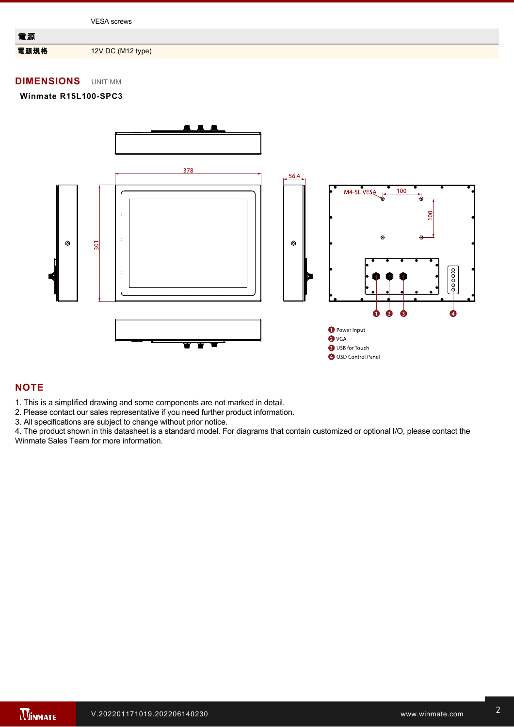| | |
|---|---|
| | VESA screws |
| **電源** | |
| **電源規格** | 12V DC (M12 type) |

## DIMENSIONS UNIT:MM

**Winmate R15L100-SPC3**

378

56.4

301

M4-5L VESA

100

100

1 Power Input
2 VGA
3 USB for Touch
4 OSD Control Panel

## NOTE

1. This is a simplified drawing and some components are not marked in detail.
2. Please contact our sales representative if you need further product information.
3. All specifications are subject to change without prior notice.
4. The product shown in this datasheet is a standard model. For diagrams that contain customized or optional I/O, please contact the Winmate Sales Team for more information.